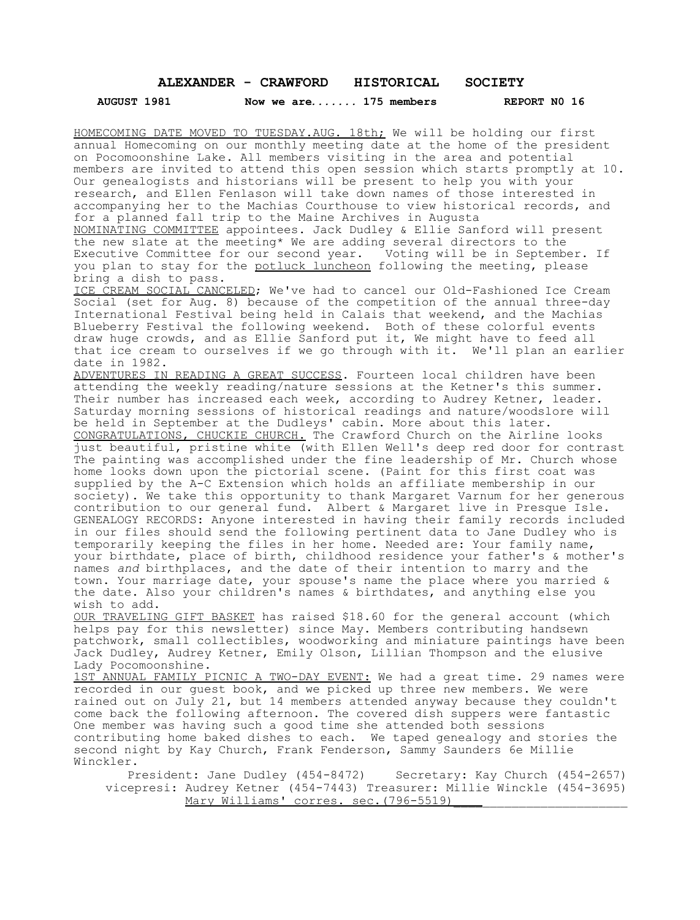# ALEXANDER - CRAWFORD HISTORICAL SOCIETY

**AUGUST 1981** **Now we are...... 175 members** **REPORT N0 16**

HOMECOMING DATE MOVED TO TUESDAY.AUG. 18th; We will be holding our first annual Homecoming on our monthly meeting date at the home of the president on Pocomoonshine Lake. All members visiting in the area and potential members are invited to attend this open session which starts promptly at 10. Our genealogists and historians will be present to help you with your research, and Ellen Fenlason will take down names of those interested in accompanying her to the Machias Courthouse to view historical records, and for a planned fall trip to the Maine Archives in Augusta

NOMINATING COMMITTEE appointees. Jack Dudley & Ellie Sanford will present the new slate at the meeting* We are adding several directors to the Executive Committee for our second year. Voting will be in September. If you plan to stay for the potluck luncheon following the meeting, please bring a dish to pass.

ICE CREAM SOCIAL CANCELED; We've had to cancel our Old-Fashioned Ice Cream Social (set for Aug. 8) because of the competition of the annual three-day International Festival being held in Calais that weekend, and the Machias Blueberry Festival the following weekend. Both of these colorful events draw huge crowds, and as Ellie Sanford put it, We might have to feed all that ice cream to ourselves if we go through with it. We'll plan an earlier date in 1982.

ADVENTURES IN READING A GREAT SUCCESS. Fourteen local children have been attending the weekly reading/nature sessions at the Ketner's this summer. Their number has increased each week, according to Audrey Ketner, leader. Saturday morning sessions of historical readings and nature/woodslore will be held in September at the Dudleys' cabin. More about this later.

CONGRATULATIONS, CHUCKIE CHURCH. The Crawford Church on the Airline looks just beautiful, pristine white (with Ellen Well's deep red door for contrast The painting was accomplished under the fine leadership of Mr. Church whose home looks down upon the pictorial scene. (Paint for this first coat was supplied by the A-C Extension which holds an affiliate membership in our society). We take this opportunity to thank Margaret Varnum for her generous contribution to our general fund. Albert & Margaret live in Presque Isle.

GENEALOGY RECORDS: Anyone interested in having their family records included in our files should send the following pertinent data to Jane Dudley who is temporarily keeping the files in her home. Needed are: Your family name, your birthdate, place of birth, childhood residence your father's & mother's names *and* birthplaces, and the date of their intention to marry and the town. Your marriage date, your spouse's name the place where you married & the date. Also your children's names & birthdates, and anything else you wish to add.

OUR TRAVELING GIFT BASKET has raised $18.60 for the general account (which helps pay for this newsletter) since May. Members contributing handsewn patchwork, small collectibles, woodworking and miniature paintings have been Jack Dudley, Audrey Ketner, Emily Olson, Lillian Thompson and the elusive Lady Pocomoonshine.

1ST ANNUAL FAMILY PICNIC A TWO-DAY EVENT: We had a great time. 29 names were recorded in our guest book, and we picked up three new members. We were rained out on July 21, but 14 members attended anyway because they couldn't come back the following afternoon. The covered dish suppers were fantastic One member was having such a good time she attended both sessions contributing home baked dishes to each. We taped genealogy and stories the second night by Kay Church, Frank Fenderson, Sammy Saunders 6e Millie Winckler.

President: Jane Dudley (454-8472) Secretary: Kay Church (454-2657)
vicepresi: Audrey Ketner (454-7443) Treasurer: Millie Winckle (454-3695)
Mary Williams' corres. sec.(796-5519)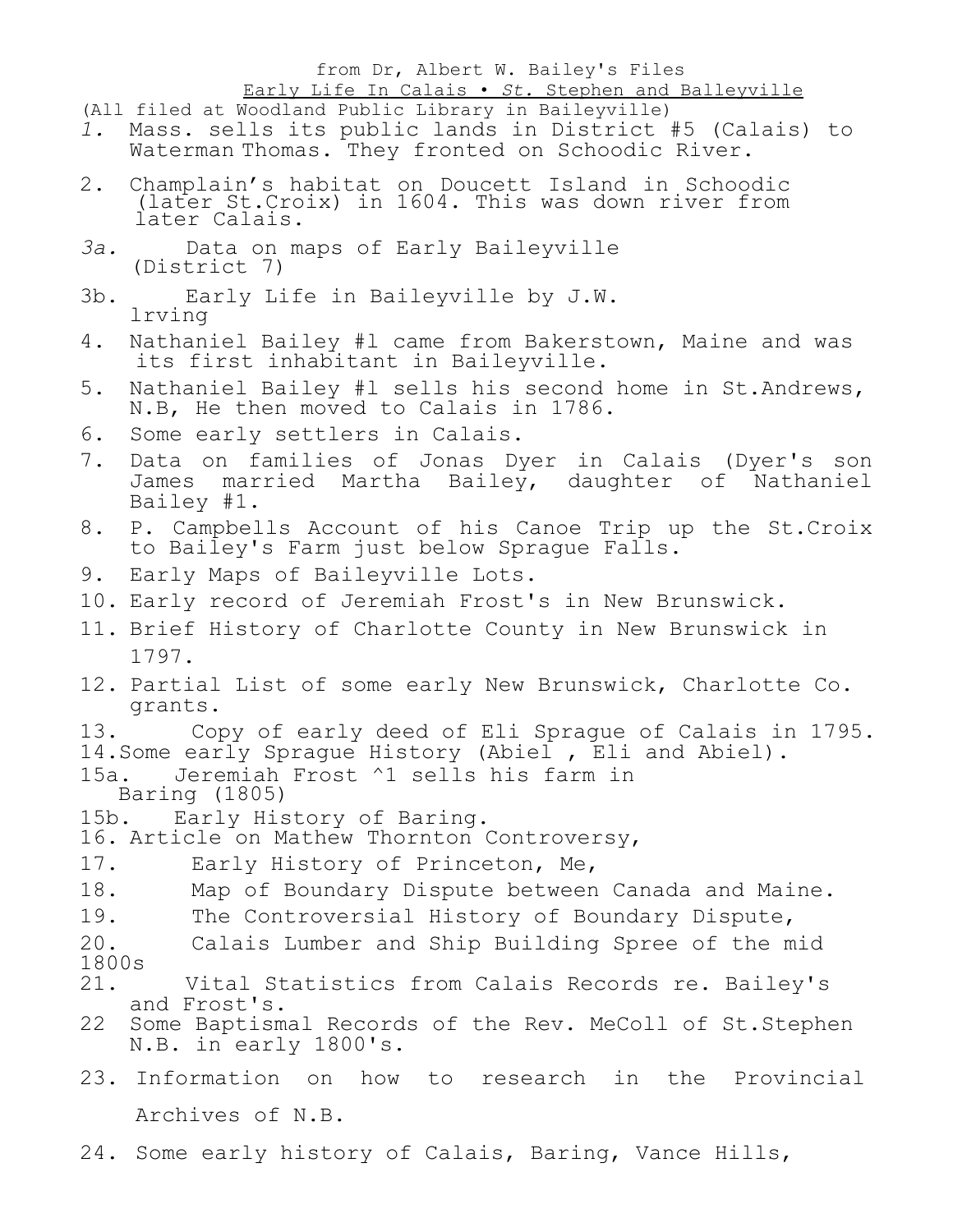from Dr, Albert W. Bailey's Files

Early Life In Calais • *St.* Stephen and Balleyville

(All filed at Woodland Public Library in Baileyville)

*1.* Mass. sells its public lands in District #5 (Calais) to Waterman Thomas. They fronted on Schoodic River.

2. Champlain's habitat on Doucett Island in Schoodic (later St.Croix) in 1604. This was down river from later Calais.

*3a.* Data on maps of Early Baileyville (District 7)

3b. Early Life in Baileyville by J.W. lrving

4. Nathaniel Bailey #l came from Bakerstown, Maine and was its first inhabitant in Baileyville.

5. Nathaniel Bailey #l sells his second home in St.Andrews, N.B, He then moved to Calais in 1786.

6. Some early settlers in Calais.

7. Data on families of Jonas Dyer in Calais (Dyer's son James married Martha Bailey, daughter of Nathaniel Bailey #1.

8. P. Campbells Account of his Canoe Trip up the St.Croix to Bailey's Farm just below Sprague Falls.

9. Early Maps of Baileyville Lots.

10. Early record of Jeremiah Frost's in New Brunswick.

11. Brief History of Charlotte County in New Brunswick in 1797.

12. Partial List of some early New Brunswick, Charlotte Co. grants.

13. Copy of early deed of Eli Sprague of Calais in 1795.

14. Some early Sprague History (Abiel , Eli and Abiel).

15a. Jeremiah Frost ^1 sells his farm in Baring (1805)

15b. Early History of Baring.

16. Article on Mathew Thornton Controversy,

17. Early History of Princeton, Me,

18. Map of Boundary Dispute between Canada and Maine.

19. The Controversial History of Boundary Dispute,

20. Calais Lumber and Ship Building Spree of the mid 1800s

21. Vital Statistics from Calais Records re. Bailey's and Frost's.

22 Some Baptismal Records of the Rev. MeColl of St.Stephen N.B. in early 1800's.

23. Information on how to research in the Provincial Archives of N.B.

24. Some early history of Calais, Baring, Vance Hills,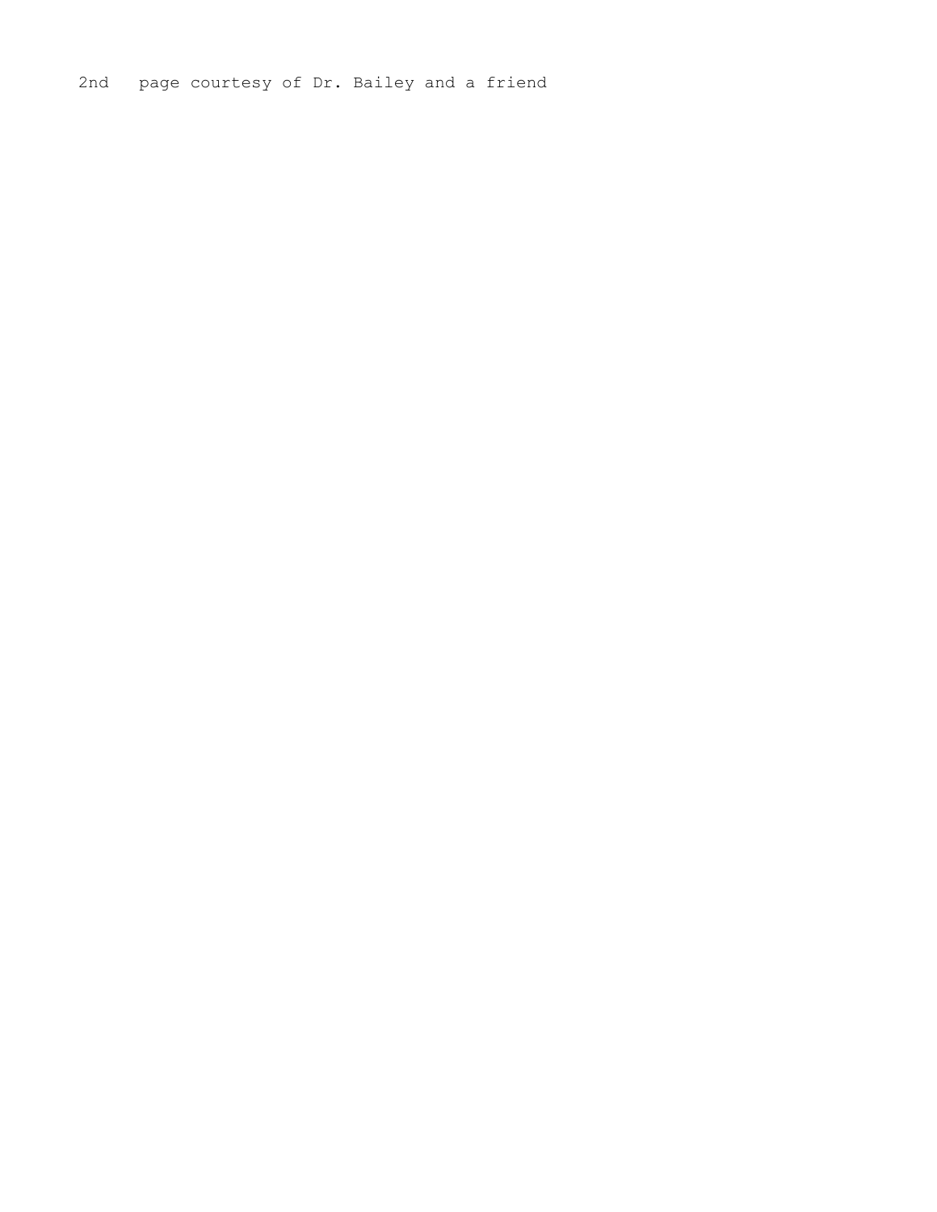2nd page courtesy of Dr. Bailey and a friend